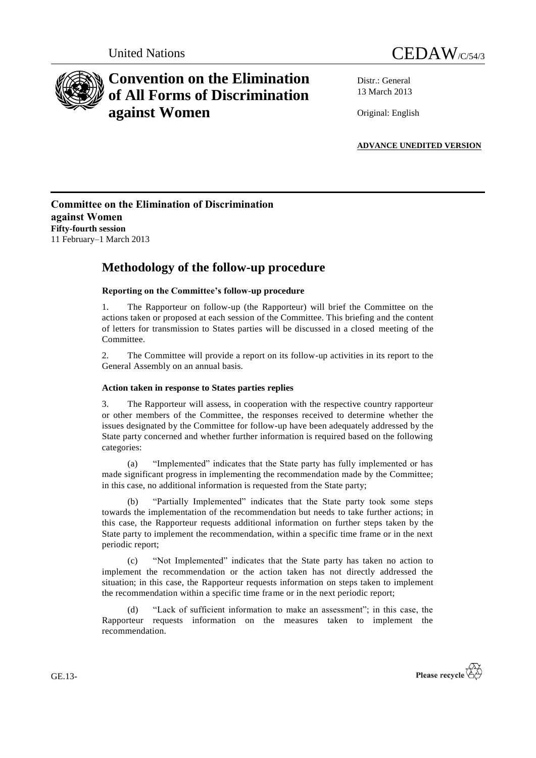United Nations

# CEDAW/C/54/3

# Convention on the Elimination of All Forms of Discrimination against Women

Distr.: General
13 March 2013

Original: English

**ADVANCE UNEDITED VERSION**

**Committee on the Elimination of Discrimination against Women**
**Fifty-fourth session**
11 February–1 March 2013

## Methodology of the follow-up procedure

### Reporting on the Committee's follow-up procedure

1. The Rapporteur on follow-up (the Rapporteur) will brief the Committee on the actions taken or proposed at each session of the Committee. This briefing and the content of letters for transmission to States parties will be discussed in a closed meeting of the Committee.

2. The Committee will provide a report on its follow-up activities in its report to the General Assembly on an annual basis.

### Action taken in response to States parties replies

3. The Rapporteur will assess, in cooperation with the respective country rapporteur or other members of the Committee, the responses received to determine whether the issues designated by the Committee for follow-up have been adequately addressed by the State party concerned and whether further information is required based on the following categories:

(a) "Implemented" indicates that the State party has fully implemented or has made significant progress in implementing the recommendation made by the Committee; in this case, no additional information is requested from the State party;

(b) "Partially Implemented" indicates that the State party took some steps towards the implementation of the recommendation but needs to take further actions; in this case, the Rapporteur requests additional information on further steps taken by the State party to implement the recommendation, within a specific time frame or in the next periodic report;

(c) "Not Implemented" indicates that the State party has taken no action to implement the recommendation or the action taken has not directly addressed the situation; in this case, the Rapporteur requests information on steps taken to implement the recommendation within a specific time frame or in the next periodic report;

(d) "Lack of sufficient information to make an assessment"; in this case, the Rapporteur requests information on the measures taken to implement the recommendation.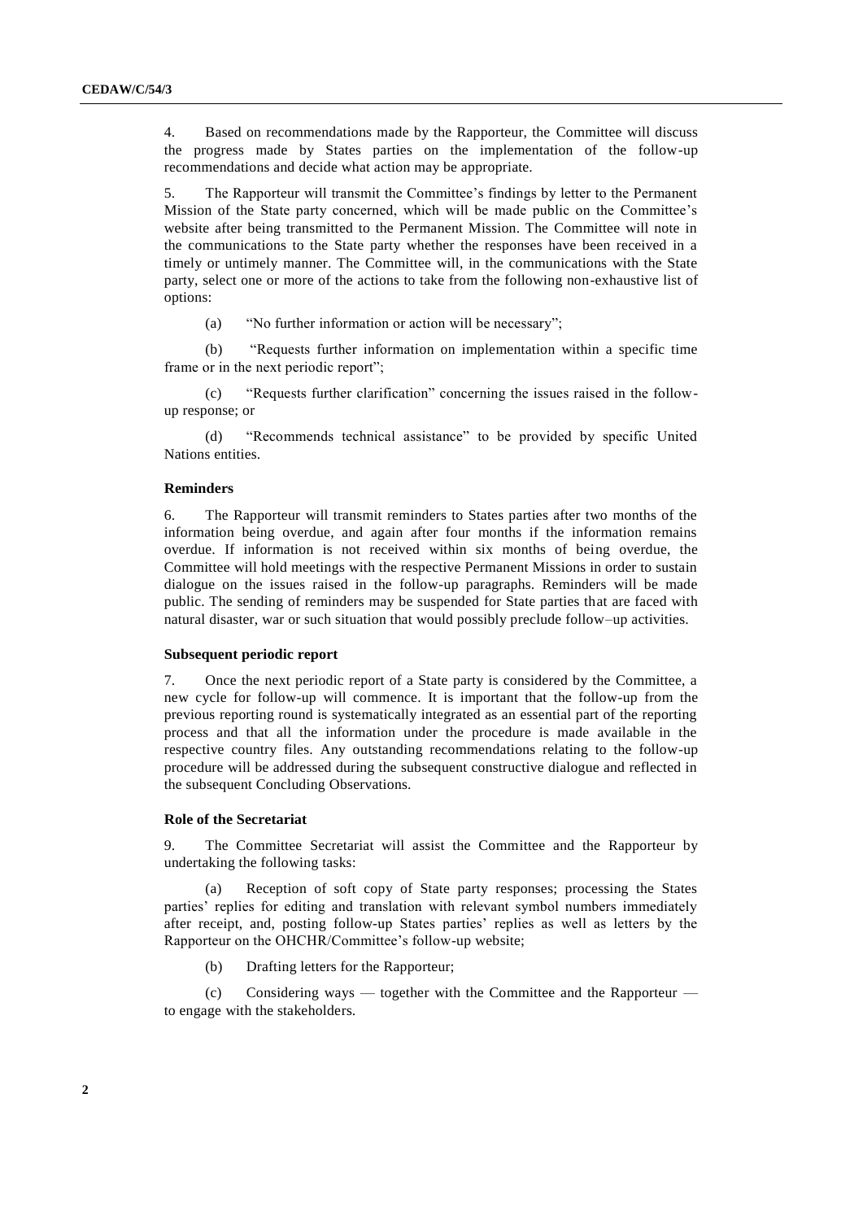4. Based on recommendations made by the Rapporteur, the Committee will discuss the progress made by States parties on the implementation of the follow-up recommendations and decide what action may be appropriate.

5. The Rapporteur will transmit the Committee's findings by letter to the Permanent Mission of the State party concerned, which will be made public on the Committee's website after being transmitted to the Permanent Mission. The Committee will note in the communications to the State party whether the responses have been received in a timely or untimely manner. The Committee will, in the communications with the State party, select one or more of the actions to take from the following non-exhaustive list of options:

(a) "No further information or action will be necessary";

(b) "Requests further information on implementation within a specific time frame or in the next periodic report";

(c) "Requests further clarification" concerning the issues raised in the follow-up response; or

(d) "Recommends technical assistance" to be provided by specific United Nations entities.

**Reminders**

6. The Rapporteur will transmit reminders to States parties after two months of the information being overdue, and again after four months if the information remains overdue. If information is not received within six months of being overdue, the Committee will hold meetings with the respective Permanent Missions in order to sustain dialogue on the issues raised in the follow-up paragraphs. Reminders will be made public. The sending of reminders may be suspended for State parties that are faced with natural disaster, war or such situation that would possibly preclude follow–up activities.

**Subsequent periodic report**

7. Once the next periodic report of a State party is considered by the Committee, a new cycle for follow-up will commence. It is important that the follow-up from the previous reporting round is systematically integrated as an essential part of the reporting process and that all the information under the procedure is made available in the respective country files. Any outstanding recommendations relating to the follow-up procedure will be addressed during the subsequent constructive dialogue and reflected in the subsequent Concluding Observations.

**Role of the Secretariat**

9. The Committee Secretariat will assist the Committee and the Rapporteur by undertaking the following tasks:

(a) Reception of soft copy of State party responses; processing the States parties' replies for editing and translation with relevant symbol numbers immediately after receipt, and, posting follow-up States parties' replies as well as letters by the Rapporteur on the OHCHR/Committee's follow-up website;

(b) Drafting letters for the Rapporteur;

(c) Considering ways — together with the Committee and the Rapporteur — to engage with the stakeholders.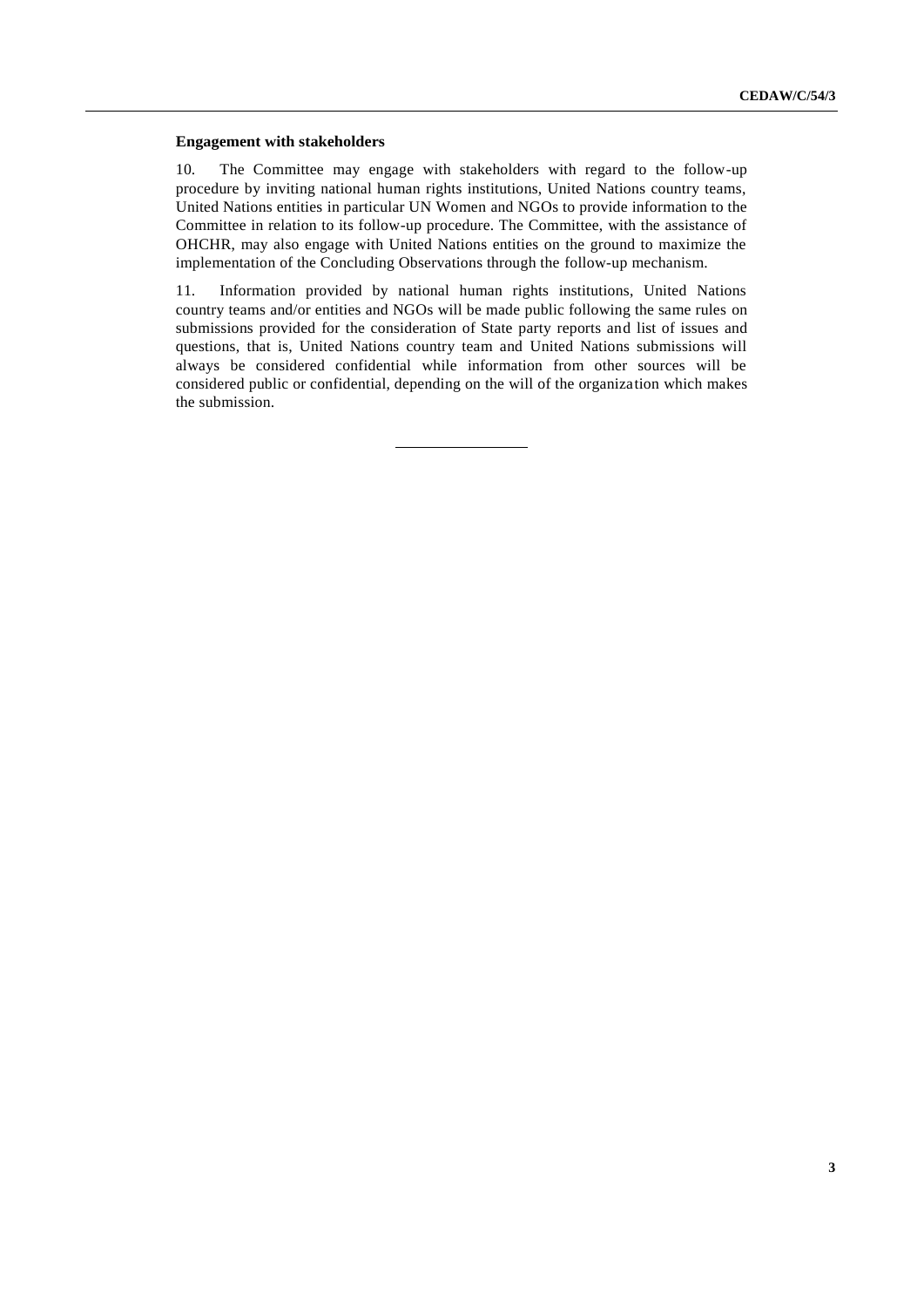**Engagement with stakeholders**

10. The Committee may engage with stakeholders with regard to the follow-up procedure by inviting national human rights institutions, United Nations country teams, United Nations entities in particular UN Women and NGOs to provide information to the Committee in relation to its follow-up procedure. The Committee, with the assistance of OHCHR, may also engage with United Nations entities on the ground to maximize the implementation of the Concluding Observations through the follow-up mechanism.

11. Information provided by national human rights institutions, United Nations country teams and/or entities and NGOs will be made public following the same rules on submissions provided for the consideration of State party reports and list of issues and questions, that is, United Nations country team and United Nations submissions will always be considered confidential while information from other sources will be considered public or confidential, depending on the will of the organization which makes the submission.